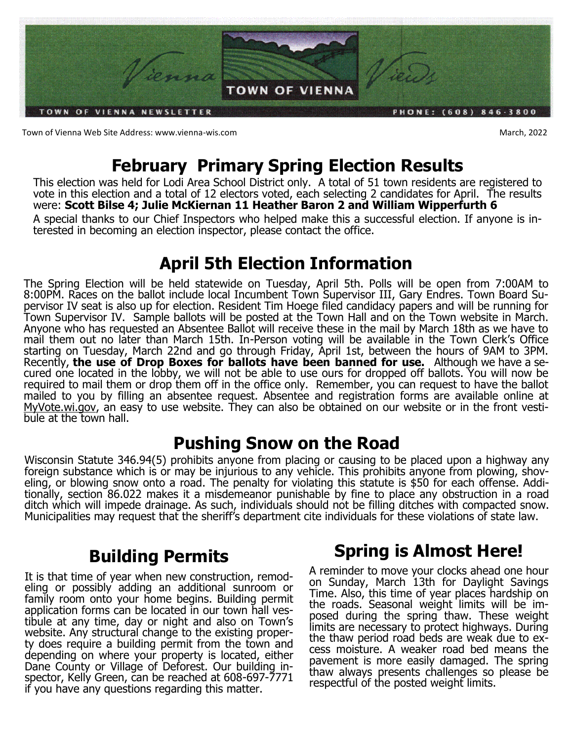# Vienna Views

**TOWN OF VIENNA**

TOWN OF VIENNA NEWSLETTER — PHONE: (608) 846-3800

Town of Vienna Web Site Address: www.vienna-wis.com

March, 2022

## February Primary Spring Election Results

This election was held for Lodi Area School District only. A total of 51 town residents are registered to vote in this election and a total of 12 electors voted, each selecting 2 candidates for April. The results were: **Scott Bilse 4; Julie McKiernan 11 Heather Baron 2 and William Wipperfurth 6**

A special thanks to our Chief Inspectors who helped make this a successful election. If anyone is interested in becoming an election inspector, please contact the office.

## April 5th Election Information

The Spring Election will be held statewide on Tuesday, April 5th. Polls will be open from 7:00AM to 8:00PM. Races on the ballot include local Incumbent Town Supervisor III, Gary Endres. Town Board Supervisor IV seat is also up for election. Resident Tim Hoege filed candidacy papers and will be running for Town Supervisor IV. Sample ballots will be posted at the Town Hall and on the Town website in March. Anyone who has requested an Absentee Ballot will receive these in the mail by March 18th as we have to mail them out no later than March 15th. In-Person voting will be available in the Town Clerk's Office starting on Tuesday, March 22nd and go through Friday, April 1st, between the hours of 9AM to 3PM. Recently, **the use of Drop Boxes for ballots have been banned for use.** Although we have a secured one located in the lobby, we will not be able to use ours for dropped off ballots. You will now be required to mail them or drop them off in the office only. Remember, you can request to have the ballot mailed to you by filling an absentee request. Absentee and registration forms are available online at MyVote.wi.gov, an easy to use website. They can also be obtained on our website or in the front vestibule at the town hall.

## Pushing Snow on the Road

Wisconsin Statute 346.94(5) prohibits anyone from placing or causing to be placed upon a highway any foreign substance which is or may be injurious to any vehicle. This prohibits anyone from plowing, shoveling, or blowing snow onto a road. The penalty for violating this statute is $50 for each offense. Additionally, section 86.022 makes it a misdemeanor punishable by fine to place any obstruction in a road ditch which will impede drainage. As such, individuals should not be filling ditches with compacted snow. Municipalities may request that the sheriff's department cite individuals for these violations of state law.

## Building Permits

It is that time of year when new construction, remodeling or possibly adding an additional sunroom or family room onto your home begins. Building permit application forms can be located in our town hall vestibule at any time, day or night and also on Town's website. Any structural change to the existing property does require a building permit from the town and depending on where your property is located, either Dane County or Village of Deforest. Our building inspector, Kelly Green, can be reached at 608-697-7771 if you have any questions regarding this matter.

## Spring is Almost Here!

A reminder to move your clocks ahead one hour on Sunday, March 13th for Daylight Savings Time. Also, this time of year places hardship on the roads. Seasonal weight limits will be imposed during the spring thaw. These weight limits are necessary to protect highways. During the thaw period road beds are weak due to excess moisture. A weaker road bed means the pavement is more easily damaged. The spring thaw always presents challenges so please be respectful of the posted weight limits.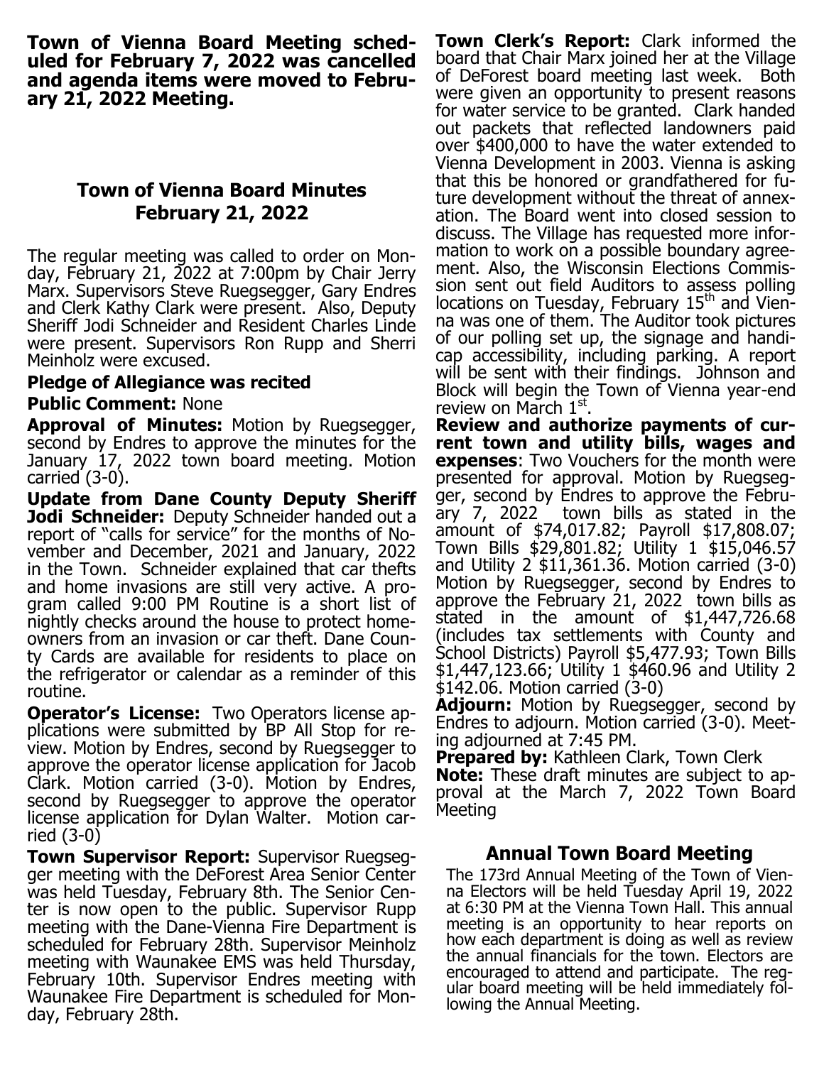**Town of Vienna Board Meeting scheduled for February 7, 2022 was cancelled and agenda items were moved to February 21, 2022 Meeting.**

## Town of Vienna Board Minutes February 21, 2022

The regular meeting was called to order on Monday, February 21, 2022 at 7:00pm by Chair Jerry Marx. Supervisors Steve Ruegsegger, Gary Endres and Clerk Kathy Clark were present. Also, Deputy Sheriff Jodi Schneider and Resident Charles Linde were present. Supervisors Ron Rupp and Sherri Meinholz were excused.

**Pledge of Allegiance was recited**

**Public Comment:** None

**Approval of Minutes:** Motion by Ruegsegger, second by Endres to approve the minutes for the January 17, 2022 town board meeting. Motion carried (3-0).

**Update from Dane County Deputy Sheriff Jodi Schneider:** Deputy Schneider handed out a report of "calls for service" for the months of November and December, 2021 and January, 2022 in the Town. Schneider explained that car thefts and home invasions are still very active. A program called 9:00 PM Routine is a short list of nightly checks around the house to protect homeowners from an invasion or car theft. Dane County Cards are available for residents to place on the refrigerator or calendar as a reminder of this routine.

**Operator's License:** Two Operators license applications were submitted by BP All Stop for review. Motion by Endres, second by Ruegsegger to approve the operator license application for Jacob Clark. Motion carried (3-0). Motion by Endres, second by Ruegsegger to approve the operator license application for Dylan Walter. Motion carried (3-0)

**Town Supervisor Report:** Supervisor Ruegsegger meeting with the DeForest Area Senior Center was held Tuesday, February 8th. The Senior Center is now open to the public. Supervisor Rupp meeting with the Dane-Vienna Fire Department is scheduled for February 28th. Supervisor Meinholz meeting with Waunakee EMS was held Thursday, February 10th. Supervisor Endres meeting with Waunakee Fire Department is scheduled for Monday, February 28th.

**Town Clerk's Report:** Clark informed the board that Chair Marx joined her at the Village of DeForest board meeting last week. Both were given an opportunity to present reasons for water service to be granted. Clark handed out packets that reflected landowners paid over $400,000 to have the water extended to Vienna Development in 2003. Vienna is asking that this be honored or grandfathered for future development without the threat of annexation. The Board went into closed session to discuss. The Village has requested more information to work on a possible boundary agreement. Also, the Wisconsin Elections Commission sent out field Auditors to assess polling locations on Tuesday, February 15th and Vienna was one of them. The Auditor took pictures of our polling set up, the signage and handicap accessibility, including parking. A report will be sent with their findings. Johnson and Block will begin the Town of Vienna year-end review on March 1st.

**Review and authorize payments of current town and utility bills, wages and expenses**: Two Vouchers for the month were presented for approval. Motion by Ruegsegger, second by Endres to approve the February 7, 2022 town bills as stated in the amount of $74,017.82; Payroll $17,808.07; Town Bills $29,801.82; Utility 1 $15,046.57 and Utility 2 $11,361.36. Motion carried (3-0) Motion by Ruegsegger, second by Endres to approve the February 21, 2022 town bills as stated in the amount of $1,447,726.68 (includes tax settlements with County and School Districts) Payroll $5,477.93; Town Bills $1,447,123.66; Utility 1 $460.96 and Utility 2 $142.06. Motion carried (3-0)

**Adjourn:** Motion by Ruegsegger, second by Endres to adjourn. Motion carried (3-0). Meeting adjourned at 7:45 PM.

**Prepared by:** Kathleen Clark, Town Clerk

**Note:** These draft minutes are subject to approval at the March 7, 2022 Town Board Meeting

## Annual Town Board Meeting

The 173rd Annual Meeting of the Town of Vienna Electors will be held Tuesday April 19, 2022 at 6:30 PM at the Vienna Town Hall. This annual meeting is an opportunity to hear reports on how each department is doing as well as review the annual financials for the town. Electors are encouraged to attend and participate. The regular board meeting will be held immediately following the Annual Meeting.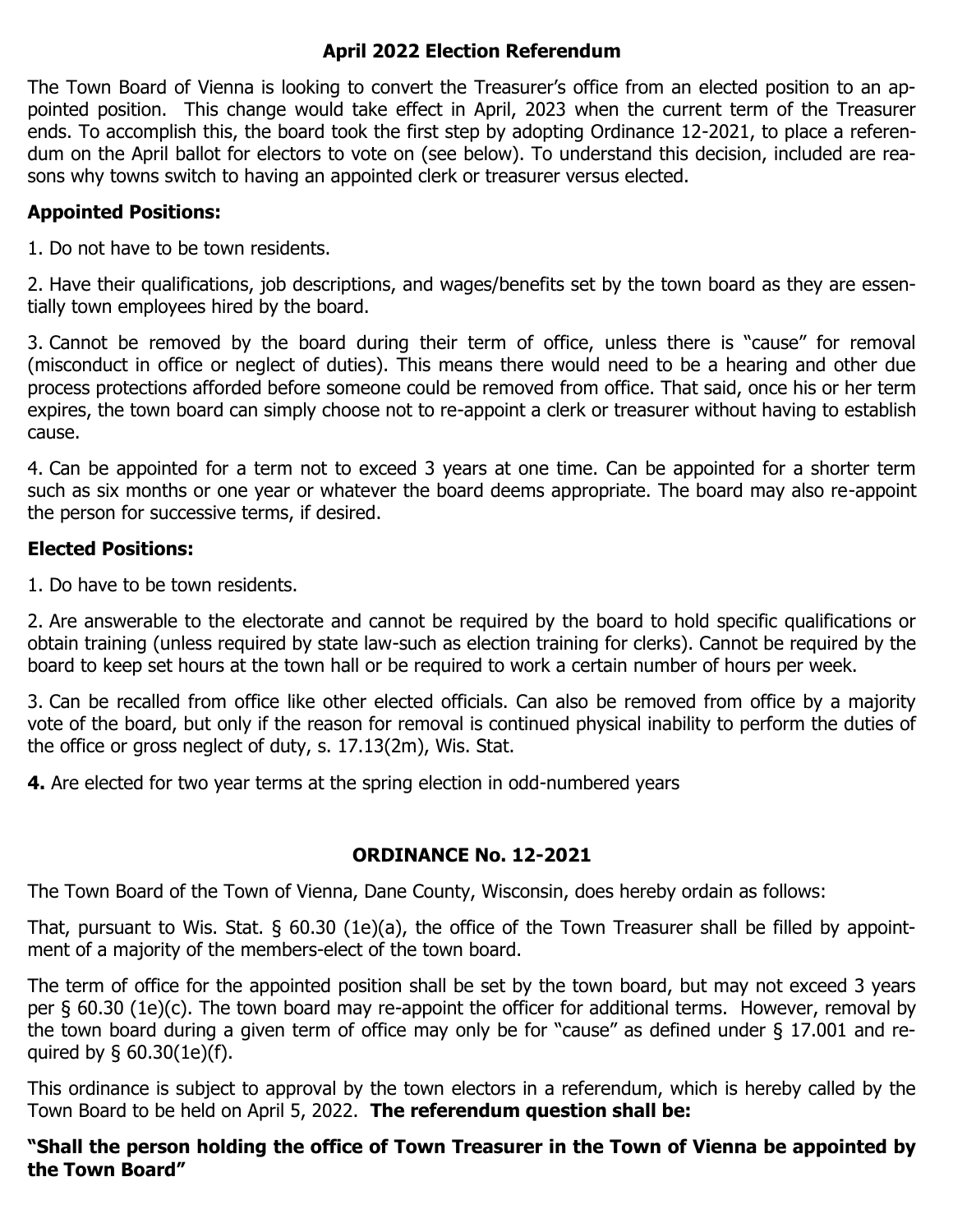## April 2022 Election Referendum

The Town Board of Vienna is looking to convert the Treasurer's office from an elected position to an appointed position. This change would take effect in April, 2023 when the current term of the Treasurer ends. To accomplish this, the board took the first step by adopting Ordinance 12-2021, to place a referendum on the April ballot for electors to vote on (see below). To understand this decision, included are reasons why towns switch to having an appointed clerk or treasurer versus elected.

### Appointed Positions:

1. Do not have to be town residents.

2. Have their qualifications, job descriptions, and wages/benefits set by the town board as they are essentially town employees hired by the board.

3. Cannot be removed by the board during their term of office, unless there is "cause" for removal (misconduct in office or neglect of duties). This means there would need to be a hearing and other due process protections afforded before someone could be removed from office. That said, once his or her term expires, the town board can simply choose not to re-appoint a clerk or treasurer without having to establish cause.

4. Can be appointed for a term not to exceed 3 years at one time. Can be appointed for a shorter term such as six months or one year or whatever the board deems appropriate. The board may also re-appoint the person for successive terms, if desired.

### Elected Positions:

1. Do have to be town residents.

2. Are answerable to the electorate and cannot be required by the board to hold specific qualifications or obtain training (unless required by state law-such as election training for clerks). Cannot be required by the board to keep set hours at the town hall or be required to work a certain number of hours per week.

3. Can be recalled from office like other elected officials. Can also be removed from office by a majority vote of the board, but only if the reason for removal is continued physical inability to perform the duties of the office or gross neglect of duty, s. 17.13(2m), Wis. Stat.

**4.** Are elected for two year terms at the spring election in odd-numbered years

## ORDINANCE No. 12-2021

The Town Board of the Town of Vienna, Dane County, Wisconsin, does hereby ordain as follows:

That, pursuant to Wis. Stat. § 60.30 (1e)(a), the office of the Town Treasurer shall be filled by appointment of a majority of the members-elect of the town board.

The term of office for the appointed position shall be set by the town board, but may not exceed 3 years per § 60.30 (1e)(c). The town board may re-appoint the officer for additional terms. However, removal by the town board during a given term of office may only be for "cause" as defined under § 17.001 and required by § 60.30(1e)(f).

This ordinance is subject to approval by the town electors in a referendum, which is hereby called by the Town Board to be held on April 5, 2022. **The referendum question shall be:**

**"Shall the person holding the office of Town Treasurer in the Town of Vienna be appointed by the Town Board"**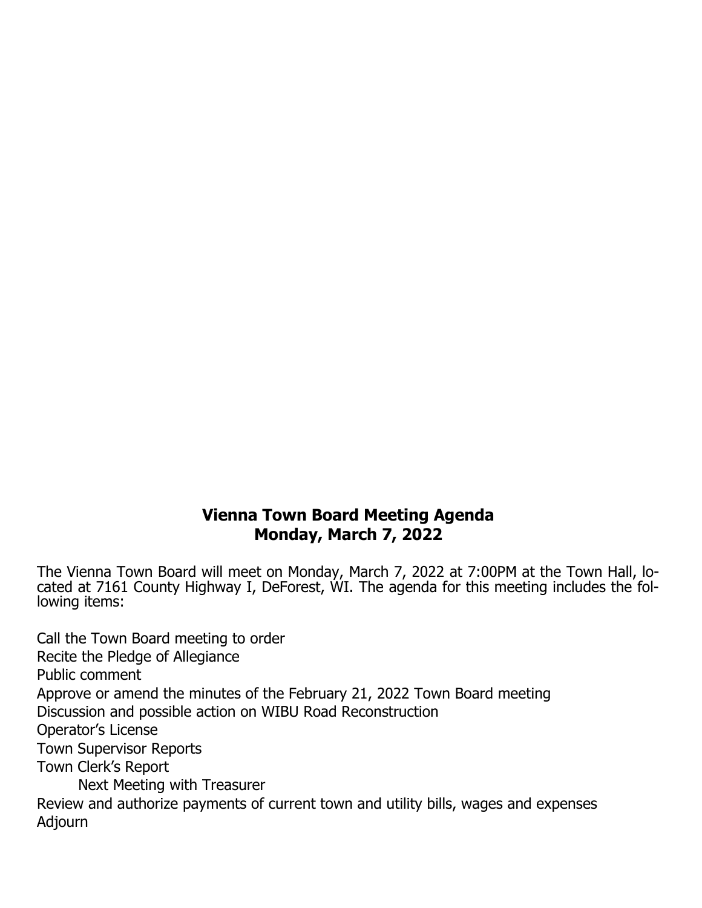## Vienna Town Board Meeting Agenda
## Monday, March 7, 2022

The Vienna Town Board will meet on Monday, March 7, 2022 at 7:00PM at the Town Hall, located at 7161 County Highway I, DeForest, WI. The agenda for this meeting includes the following items:

Call the Town Board meeting to order
Recite the Pledge of Allegiance
Public comment
Approve or amend the minutes of the February 21, 2022 Town Board meeting
Discussion and possible action on WIBU Road Reconstruction
Operator's License
Town Supervisor Reports
Town Clerk's Report
    Next Meeting with Treasurer
Review and authorize payments of current town and utility bills, wages and expenses
Adjourn